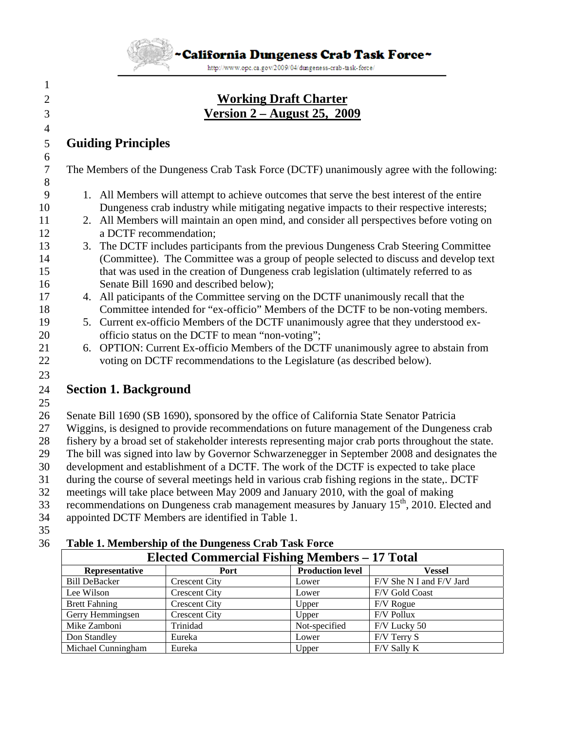~California Dungeness Crab Task Force~

http://www.opc.ca.gov/2009/04/dungeness-crab-task-force/

# Working Draft Charter
# Version 2 – August 25, 2009

## Guiding Principles

The Members of the Dungeness Crab Task Force (DCTF) unanimously agree with the following:

1. All Members will attempt to achieve outcomes that serve the best interest of the entire Dungeness crab industry while mitigating negative impacts to their respective interests;
2. All Members will maintain an open mind, and consider all perspectives before voting on a DCTF recommendation;
3. The DCTF includes participants from the previous Dungeness Crab Steering Committee (Committee). The Committee was a group of people selected to discuss and develop text that was used in the creation of Dungeness crab legislation (ultimately referred to as Senate Bill 1690 and described below);
4. All paticipants of the Committee serving on the DCTF unanimously recall that the Committee intended for "ex-officio" Members of the DCTF to be non-voting members.
5. Current ex-officio Members of the DCTF unanimously agree that they understood ex-officio status on the DCTF to mean "non-voting";
6. OPTION: Current Ex-officio Members of the DCTF unanimously agree to abstain from voting on DCTF recommendations to the Legislature (as described below).

## Section 1. Background

Senate Bill 1690 (SB 1690), sponsored by the office of California State Senator Patricia Wiggins, is designed to provide recommendations on future management of the Dungeness crab fishery by a broad set of stakeholder interests representing major crab ports throughout the state. The bill was signed into law by Governor Schwarzenegger in September 2008 and designates the development and establishment of a DCTF. The work of the DCTF is expected to take place during the course of several meetings held in various crab fishing regions in the state,. DCTF meetings will take place between May 2009 and January 2010, with the goal of making recommendations on Dungeness crab management measures by January 15th, 2010. Elected and appointed DCTF Members are identified in Table 1.

**Table 1. Membership of the Dungeness Crab Task Force**

| Elected Commercial Fishing Members – 17 Total | | | |
|---|---|---|---|
| **Representative** | **Port** | **Production level** | **Vessel** |
| Bill DeBacker | Crescent City | Lower | F/V She N I and F/V Jard |
| Lee Wilson | Crescent City | Lower | F/V Gold Coast |
| Brett Fahning | Crescent City | Upper | F/V Rogue |
| Gerry Hemmingsen | Crescent City | Upper | F/V Pollux |
| Mike Zamboni | Trinidad | Not-specified | F/V Lucky 50 |
| Don Standley | Eureka | Lower | F/V Terry S |
| Michael Cunningham | Eureka | Upper | F/V Sally K |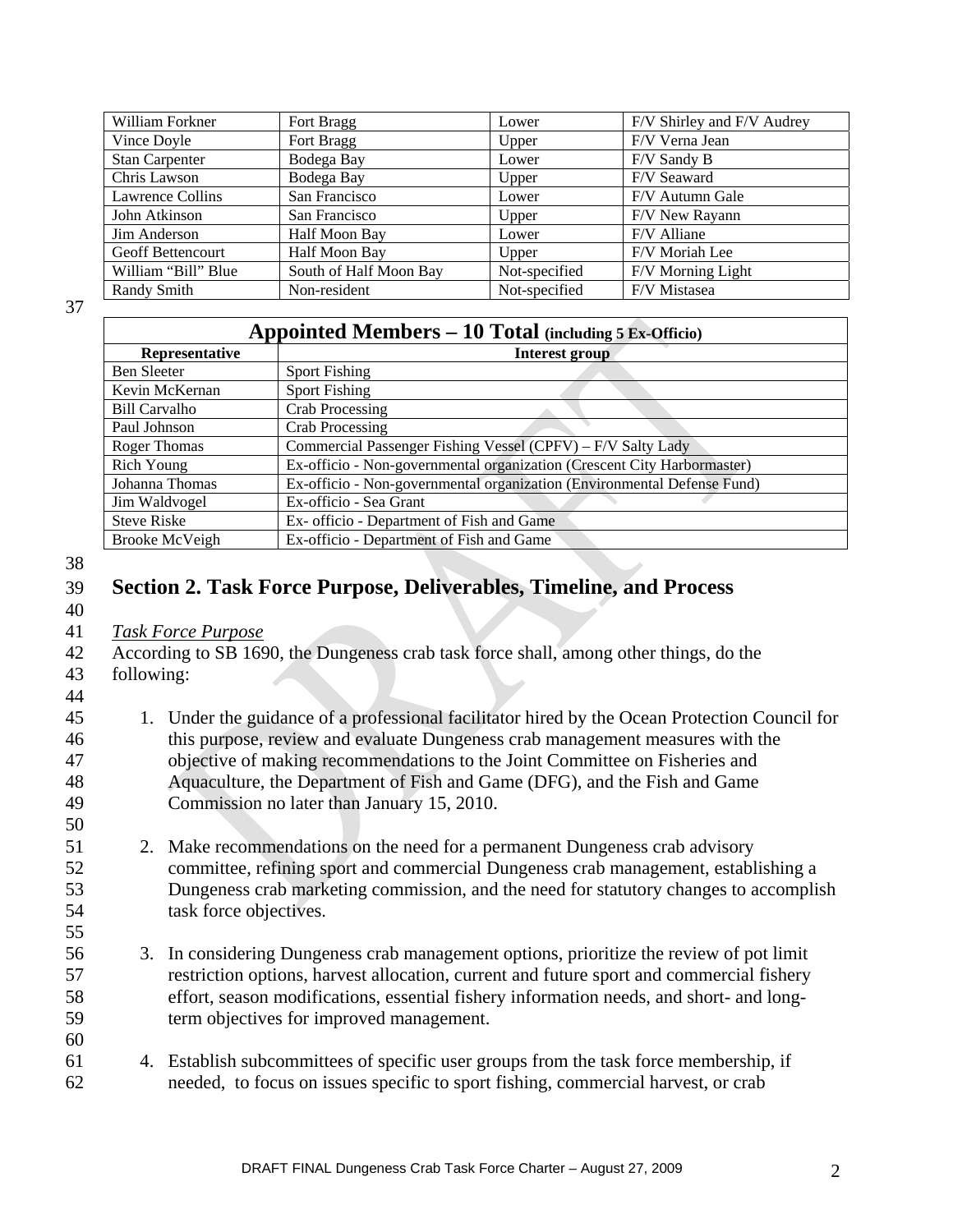| William Forkner | Fort Bragg | Lower | F/V Shirley and F/V Audrey |
|---|---|---|---|
| Vince Doyle | Fort Bragg | Upper | F/V Verna Jean |
| Stan Carpenter | Bodega Bay | Lower | F/V Sandy B |
| Chris Lawson | Bodega Bay | Upper | F/V Seaward |
| Lawrence Collins | San Francisco | Lower | F/V Autumn Gale |
| John Atkinson | San Francisco | Upper | F/V New Rayann |
| Jim Anderson | Half Moon Bay | Lower | F/V Alliane |
| Geoff Bettencourt | Half Moon Bay | Upper | F/V Moriah Lee |
| William "Bill" Blue | South of Half Moon Bay | Not-specified | F/V Morning Light |
| Randy Smith | Non-resident | Not-specified | F/V Mistasea |

**Appointed Members – 10 Total (including 5 Ex-Officio)**

| Representative | Interest group |
|---|---|
| Ben Sleeter | Sport Fishing |
| Kevin McKernan | Sport Fishing |
| Bill Carvalho | Crab Processing |
| Paul Johnson | Crab Processing |
| Roger Thomas | Commercial Passenger Fishing Vessel (CPFV) – F/V Salty Lady |
| Rich Young | Ex-officio - Non-governmental organization (Crescent City Harbormaster) |
| Johanna Thomas | Ex-officio - Non-governmental organization (Environmental Defense Fund) |
| Jim Waldvogel | Ex-officio - Sea Grant |
| Steve Riske | Ex- officio - Department of Fish and Game |
| Brooke McVeigh | Ex-officio - Department of Fish and Game |

## Section 2. Task Force Purpose, Deliverables, Timeline, and Process

*Task Force Purpose*

According to SB 1690, the Dungeness crab task force shall, among other things, do the following:

1. Under the guidance of a professional facilitator hired by the Ocean Protection Council for this purpose, review and evaluate Dungeness crab management measures with the objective of making recommendations to the Joint Committee on Fisheries and Aquaculture, the Department of Fish and Game (DFG), and the Fish and Game Commission no later than January 15, 2010.

2. Make recommendations on the need for a permanent Dungeness crab advisory committee, refining sport and commercial Dungeness crab management, establishing a Dungeness crab marketing commission, and the need for statutory changes to accomplish task force objectives.

3. In considering Dungeness crab management options, prioritize the review of pot limit restriction options, harvest allocation, current and future sport and commercial fishery effort, season modifications, essential fishery information needs, and short- and long-term objectives for improved management.

4. Establish subcommittees of specific user groups from the task force membership, if needed, to focus on issues specific to sport fishing, commercial harvest, or crab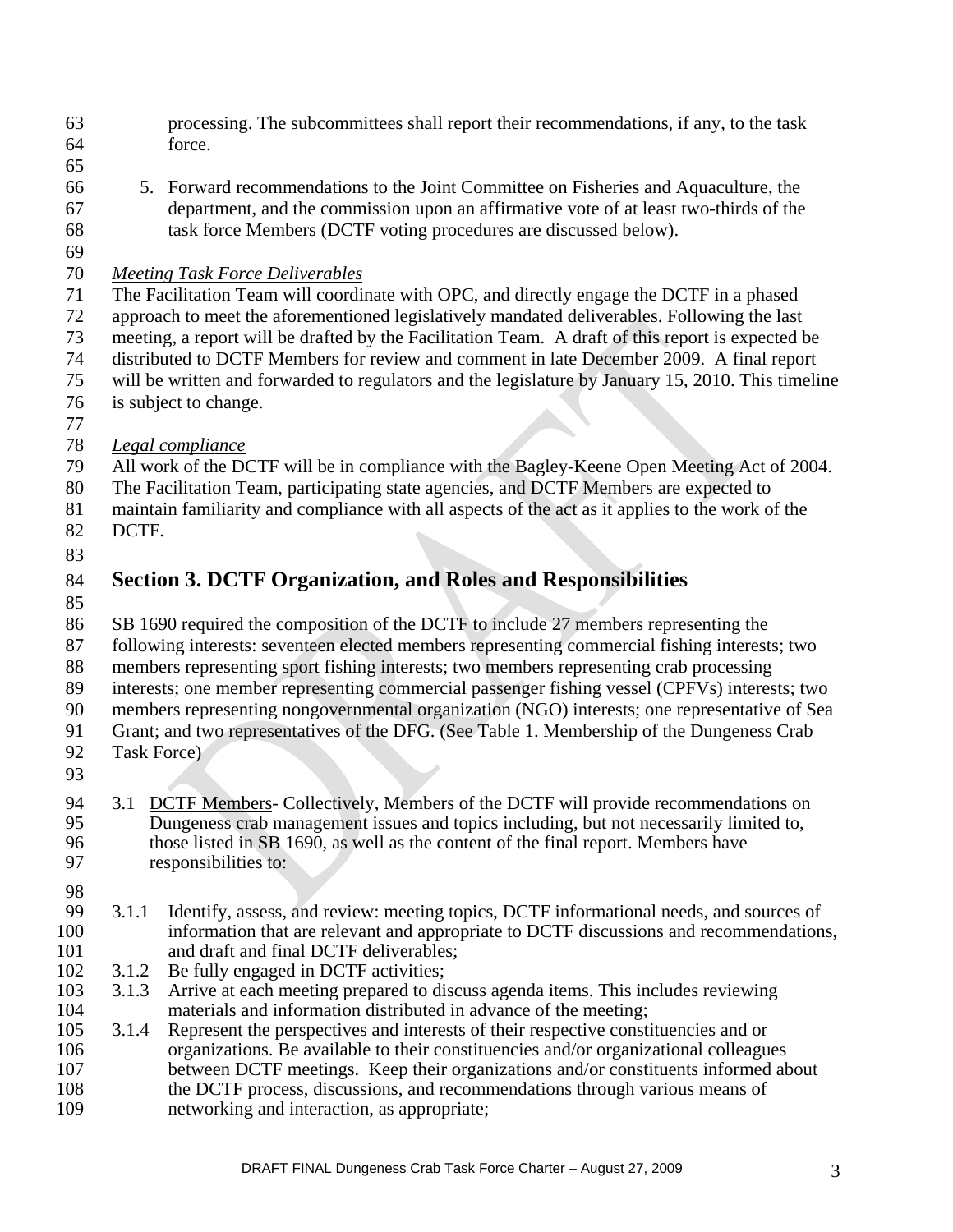processing. The subcommittees shall report their recommendations, if any, to the task force.

5. Forward recommendations to the Joint Committee on Fisheries and Aquaculture, the department, and the commission upon an affirmative vote of at least two-thirds of the task force Members (DCTF voting procedures are discussed below).

*Meeting Task Force Deliverables*

The Facilitation Team will coordinate with OPC, and directly engage the DCTF in a phased approach to meet the aforementioned legislatively mandated deliverables. Following the last meeting, a report will be drafted by the Facilitation Team. A draft of this report is expected be distributed to DCTF Members for review and comment in late December 2009. A final report will be written and forwarded to regulators and the legislature by January 15, 2010. This timeline is subject to change.

*Legal compliance*

All work of the DCTF will be in compliance with the Bagley-Keene Open Meeting Act of 2004. The Facilitation Team, participating state agencies, and DCTF Members are expected to maintain familiarity and compliance with all aspects of the act as it applies to the work of the DCTF.

## Section 3. DCTF Organization, and Roles and Responsibilities

SB 1690 required the composition of the DCTF to include 27 members representing the following interests: seventeen elected members representing commercial fishing interests; two members representing sport fishing interests; two members representing crab processing interests; one member representing commercial passenger fishing vessel (CPFVs) interests; two members representing nongovernmental organization (NGO) interests; one representative of Sea Grant; and two representatives of the DFG. (See Table 1. Membership of the Dungeness Crab Task Force)

3.1 DCTF Members- Collectively, Members of the DCTF will provide recommendations on Dungeness crab management issues and topics including, but not necessarily limited to, those listed in SB 1690, as well as the content of the final report. Members have responsibilities to:

3.1.1 Identify, assess, and review: meeting topics, DCTF informational needs, and sources of information that are relevant and appropriate to DCTF discussions and recommendations, and draft and final DCTF deliverables;

3.1.2 Be fully engaged in DCTF activities;

3.1.3 Arrive at each meeting prepared to discuss agenda items. This includes reviewing materials and information distributed in advance of the meeting;

3.1.4 Represent the perspectives and interests of their respective constituencies and or organizations. Be available to their constituencies and/or organizational colleagues between DCTF meetings. Keep their organizations and/or constituents informed about the DCTF process, discussions, and recommendations through various means of networking and interaction, as appropriate;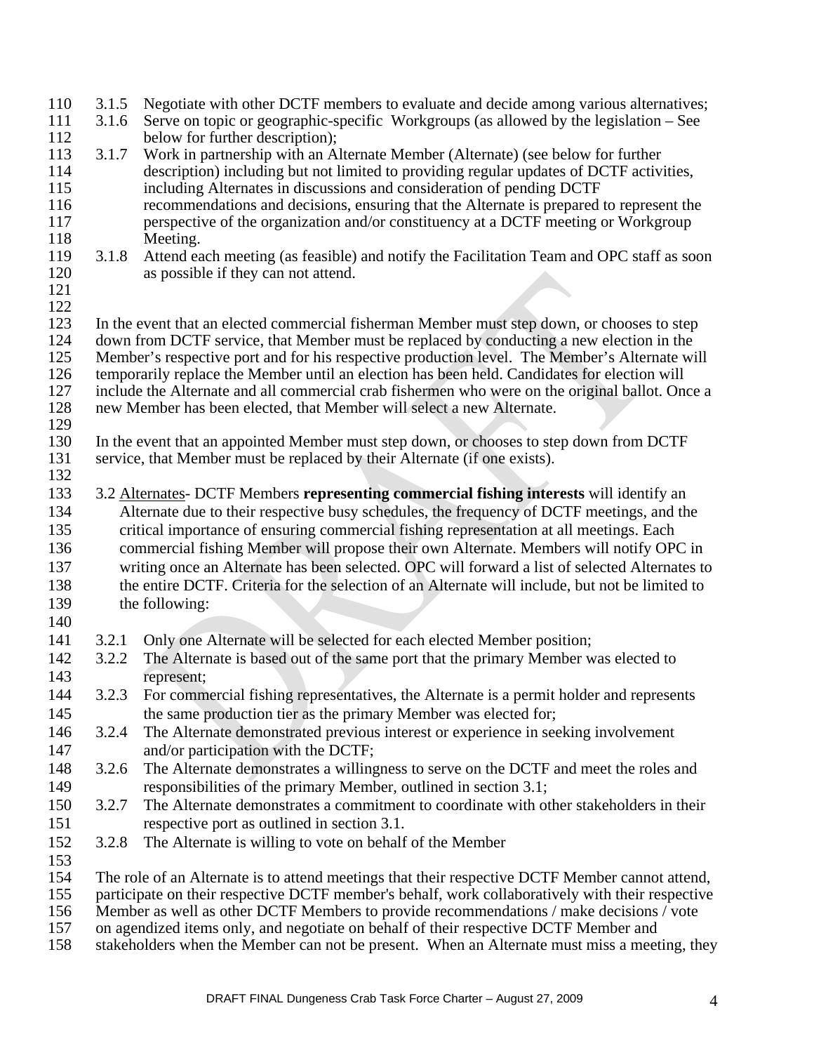3.1.5 Negotiate with other DCTF members to evaluate and decide among various alternatives;

3.1.6 Serve on topic or geographic-specific Workgroups (as allowed by the legislation – See below for further description);

3.1.7 Work in partnership with an Alternate Member (Alternate) (see below for further description) including but not limited to providing regular updates of DCTF activities, including Alternates in discussions and consideration of pending DCTF recommendations and decisions, ensuring that the Alternate is prepared to represent the perspective of the organization and/or constituency at a DCTF meeting or Workgroup Meeting.

3.1.8 Attend each meeting (as feasible) and notify the Facilitation Team and OPC staff as soon as possible if they can not attend.

In the event that an elected commercial fisherman Member must step down, or chooses to step down from DCTF service, that Member must be replaced by conducting a new election in the Member's respective port and for his respective production level. The Member's Alternate will temporarily replace the Member until an election has been held. Candidates for election will include the Alternate and all commercial crab fishermen who were on the original ballot. Once a new Member has been elected, that Member will select a new Alternate.

In the event that an appointed Member must step down, or chooses to step down from DCTF service, that Member must be replaced by their Alternate (if one exists).

3.2 Alternates- DCTF Members **representing commercial fishing interests** will identify an Alternate due to their respective busy schedules, the frequency of DCTF meetings, and the critical importance of ensuring commercial fishing representation at all meetings. Each commercial fishing Member will propose their own Alternate. Members will notify OPC in writing once an Alternate has been selected. OPC will forward a list of selected Alternates to the entire DCTF. Criteria for the selection of an Alternate will include, but not be limited to the following:

3.2.1 Only one Alternate will be selected for each elected Member position;

3.2.2 The Alternate is based out of the same port that the primary Member was elected to represent;

3.2.3 For commercial fishing representatives, the Alternate is a permit holder and represents the same production tier as the primary Member was elected for;

3.2.4 The Alternate demonstrated previous interest or experience in seeking involvement and/or participation with the DCTF;

3.2.6 The Alternate demonstrates a willingness to serve on the DCTF and meet the roles and responsibilities of the primary Member, outlined in section 3.1;

3.2.7 The Alternate demonstrates a commitment to coordinate with other stakeholders in their respective port as outlined in section 3.1.

3.2.8 The Alternate is willing to vote on behalf of the Member

The role of an Alternate is to attend meetings that their respective DCTF Member cannot attend, participate on their respective DCTF member's behalf, work collaboratively with their respective Member as well as other DCTF Members to provide recommendations / make decisions / vote on agendized items only, and negotiate on behalf of their respective DCTF Member and stakeholders when the Member can not be present. When an Alternate must miss a meeting, they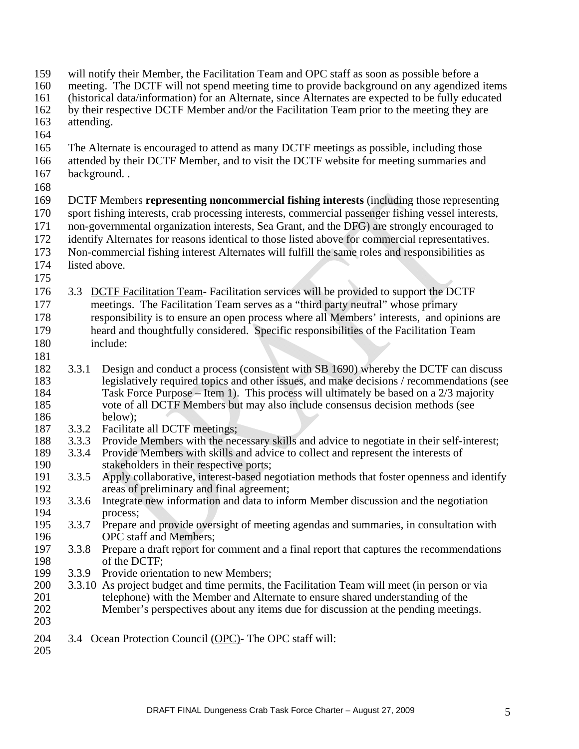will notify their Member, the Facilitation Team and OPC staff as soon as possible before a meeting. The DCTF will not spend meeting time to provide background on any agendized items (historical data/information) for an Alternate, since Alternates are expected to be fully educated by their respective DCTF Member and/or the Facilitation Team prior to the meeting they are attending.

The Alternate is encouraged to attend as many DCTF meetings as possible, including those attended by their DCTF Member, and to visit the DCTF website for meeting summaries and background. .

DCTF Members **representing noncommercial fishing interests** (including those representing sport fishing interests, crab processing interests, commercial passenger fishing vessel interests, non-governmental organization interests, Sea Grant, and the DFG) are strongly encouraged to identify Alternates for reasons identical to those listed above for commercial representatives. Non-commercial fishing interest Alternates will fulfill the same roles and responsibilities as listed above.

3.3 DCTF Facilitation Team- Facilitation services will be provided to support the DCTF meetings. The Facilitation Team serves as a "third party neutral" whose primary responsibility is to ensure an open process where all Members' interests, and opinions are heard and thoughtfully considered. Specific responsibilities of the Facilitation Team include:

- 3.3.1 Design and conduct a process (consistent with SB 1690) whereby the DCTF can discuss legislatively required topics and other issues, and make decisions / recommendations (see Task Force Purpose – Item 1). This process will ultimately be based on a 2/3 majority vote of all DCTF Members but may also include consensus decision methods (see below);
- 3.3.2 Facilitate all DCTF meetings;
- 3.3.3 Provide Members with the necessary skills and advice to negotiate in their self-interest;
- 3.3.4 Provide Members with skills and advice to collect and represent the interests of stakeholders in their respective ports;
- 3.3.5 Apply collaborative, interest-based negotiation methods that foster openness and identify areas of preliminary and final agreement;
- 3.3.6 Integrate new information and data to inform Member discussion and the negotiation process;
- 3.3.7 Prepare and provide oversight of meeting agendas and summaries, in consultation with OPC staff and Members;
- 3.3.8 Prepare a draft report for comment and a final report that captures the recommendations of the DCTF;
- 3.3.9 Provide orientation to new Members;
- 3.3.10 As project budget and time permits, the Facilitation Team will meet (in person or via telephone) with the Member and Alternate to ensure shared understanding of the Member's perspectives about any items due for discussion at the pending meetings.

3.4 Ocean Protection Council (OPC)- The OPC staff will: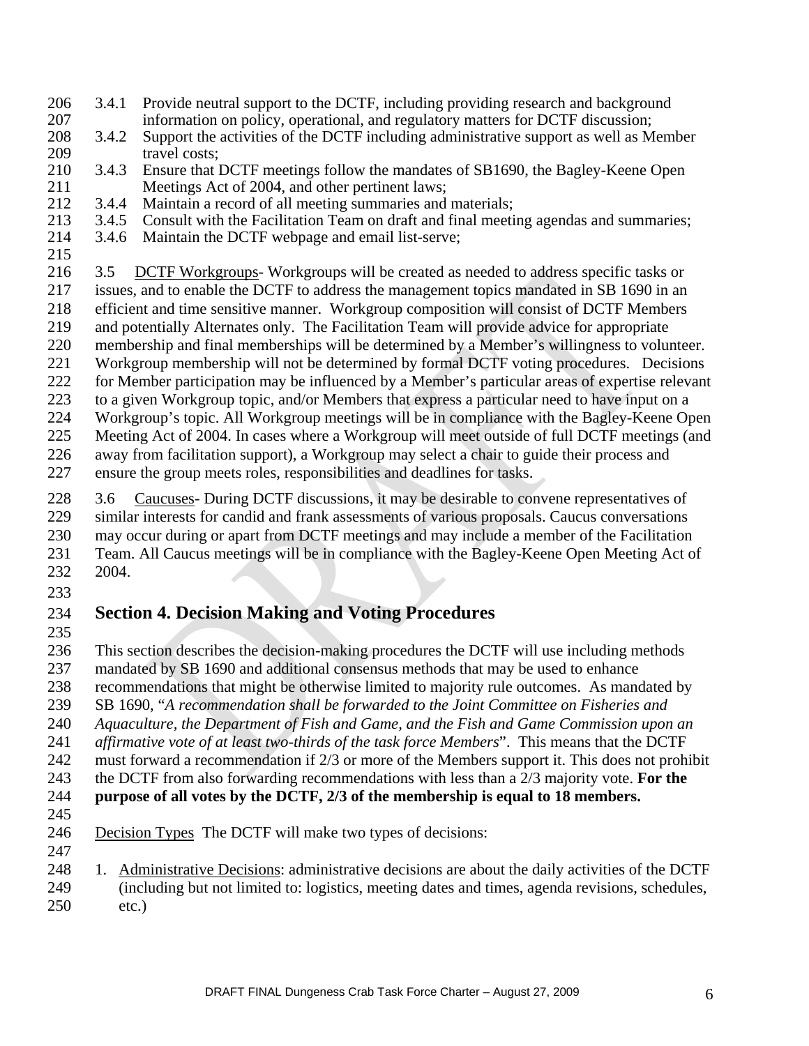3.4.1 Provide neutral support to the DCTF, including providing research and background information on policy, operational, and regulatory matters for DCTF discussion;
3.4.2 Support the activities of the DCTF including administrative support as well as Member travel costs;
3.4.3 Ensure that DCTF meetings follow the mandates of SB1690, the Bagley-Keene Open Meetings Act of 2004, and other pertinent laws;
3.4.4 Maintain a record of all meeting summaries and materials;
3.4.5 Consult with the Facilitation Team on draft and final meeting agendas and summaries;
3.4.6 Maintain the DCTF webpage and email list-serve;

3.5 DCTF Workgroups- Workgroups will be created as needed to address specific tasks or issues, and to enable the DCTF to address the management topics mandated in SB 1690 in an efficient and time sensitive manner. Workgroup composition will consist of DCTF Members and potentially Alternates only. The Facilitation Team will provide advice for appropriate membership and final memberships will be determined by a Member's willingness to volunteer. Workgroup membership will not be determined by formal DCTF voting procedures. Decisions for Member participation may be influenced by a Member's particular areas of expertise relevant to a given Workgroup topic, and/or Members that express a particular need to have input on a Workgroup's topic. All Workgroup meetings will be in compliance with the Bagley-Keene Open Meeting Act of 2004. In cases where a Workgroup will meet outside of full DCTF meetings (and away from facilitation support), a Workgroup may select a chair to guide their process and ensure the group meets roles, responsibilities and deadlines for tasks.

3.6 Caucuses- During DCTF discussions, it may be desirable to convene representatives of similar interests for candid and frank assessments of various proposals. Caucus conversations may occur during or apart from DCTF meetings and may include a member of the Facilitation Team. All Caucus meetings will be in compliance with the Bagley-Keene Open Meeting Act of 2004.

## Section 4. Decision Making and Voting Procedures

This section describes the decision-making procedures the DCTF will use including methods mandated by SB 1690 and additional consensus methods that may be used to enhance recommendations that might be otherwise limited to majority rule outcomes. As mandated by SB 1690, "*A recommendation shall be forwarded to the Joint Committee on Fisheries and Aquaculture, the Department of Fish and Game, and the Fish and Game Commission upon an affirmative vote of at least two-thirds of the task force Members*". This means that the DCTF must forward a recommendation if 2/3 or more of the Members support it. This does not prohibit the DCTF from also forwarding recommendations with less than a 2/3 majority vote. **For the purpose of all votes by the DCTF, 2/3 of the membership is equal to 18 members.**

Decision Types The DCTF will make two types of decisions:

1. Administrative Decisions: administrative decisions are about the daily activities of the DCTF (including but not limited to: logistics, meeting dates and times, agenda revisions, schedules, etc.)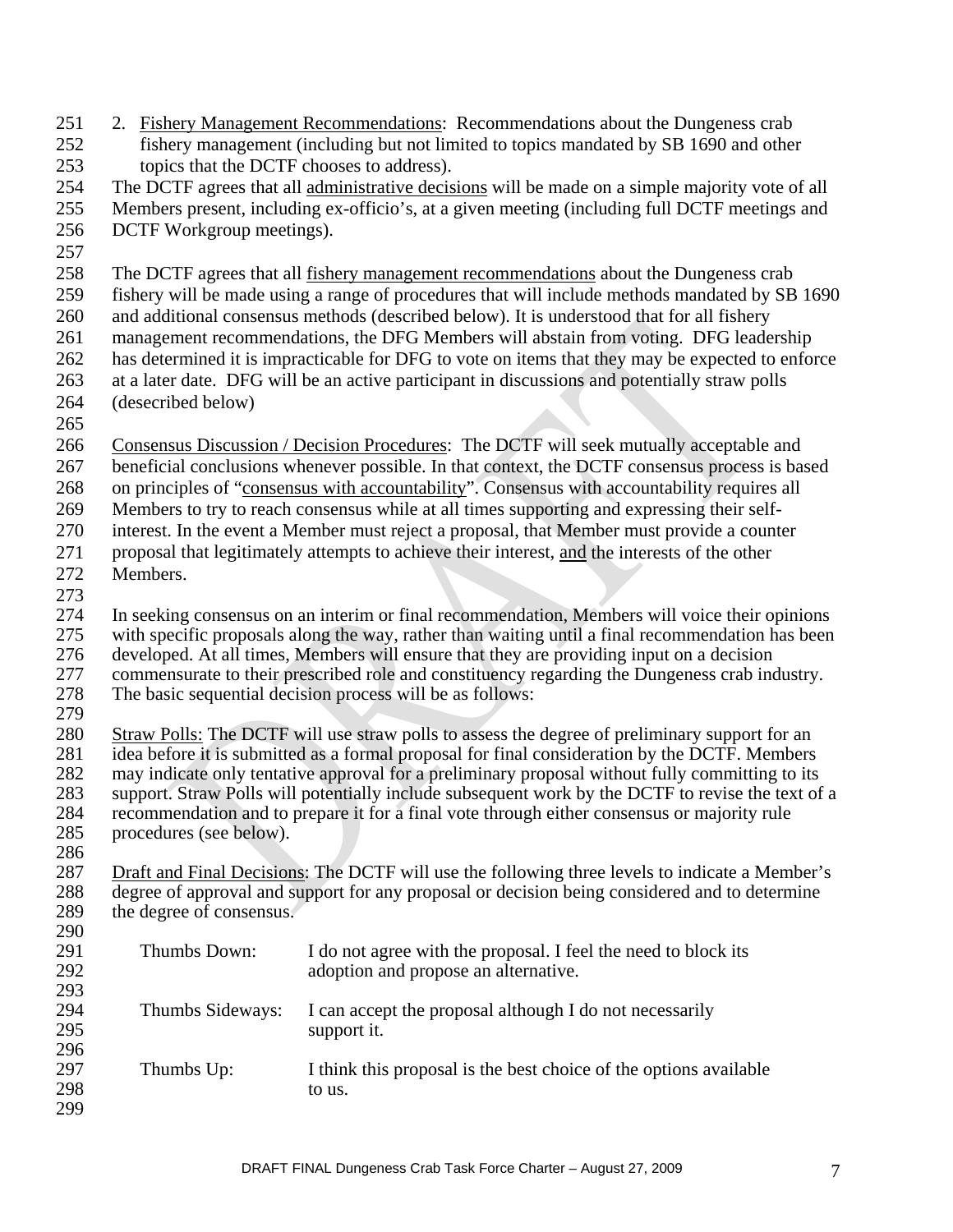2. Fishery Management Recommendations: Recommendations about the Dungeness crab fishery management (including but not limited to topics mandated by SB 1690 and other topics that the DCTF chooses to address).

The DCTF agrees that all administrative decisions will be made on a simple majority vote of all Members present, including ex-officio's, at a given meeting (including full DCTF meetings and DCTF Workgroup meetings).

The DCTF agrees that all fishery management recommendations about the Dungeness crab fishery will be made using a range of procedures that will include methods mandated by SB 1690 and additional consensus methods (described below). It is understood that for all fishery management recommendations, the DFG Members will abstain from voting. DFG leadership has determined it is impracticable for DFG to vote on items that they may be expected to enforce at a later date. DFG will be an active participant in discussions and potentially straw polls (desecribed below)

Consensus Discussion / Decision Procedures: The DCTF will seek mutually acceptable and beneficial conclusions whenever possible. In that context, the DCTF consensus process is based on principles of "consensus with accountability". Consensus with accountability requires all Members to try to reach consensus while at all times supporting and expressing their self-interest. In the event a Member must reject a proposal, that Member must provide a counter proposal that legitimately attempts to achieve their interest, and the interests of the other Members.

In seeking consensus on an interim or final recommendation, Members will voice their opinions with specific proposals along the way, rather than waiting until a final recommendation has been developed. At all times, Members will ensure that they are providing input on a decision commensurate to their prescribed role and constituency regarding the Dungeness crab industry. The basic sequential decision process will be as follows:

Straw Polls: The DCTF will use straw polls to assess the degree of preliminary support for an idea before it is submitted as a formal proposal for final consideration by the DCTF. Members may indicate only tentative approval for a preliminary proposal without fully committing to its support. Straw Polls will potentially include subsequent work by the DCTF to revise the text of a recommendation and to prepare it for a final vote through either consensus or majority rule procedures (see below).

Draft and Final Decisions: The DCTF will use the following three levels to indicate a Member's degree of approval and support for any proposal or decision being considered and to determine the degree of consensus.

| | |
|---|---|
| Thumbs Down: | I do not agree with the proposal. I feel the need to block its adoption and propose an alternative. |
| Thumbs Sideways: | I can accept the proposal although I do not necessarily support it. |
| Thumbs Up: | I think this proposal is the best choice of the options available to us. |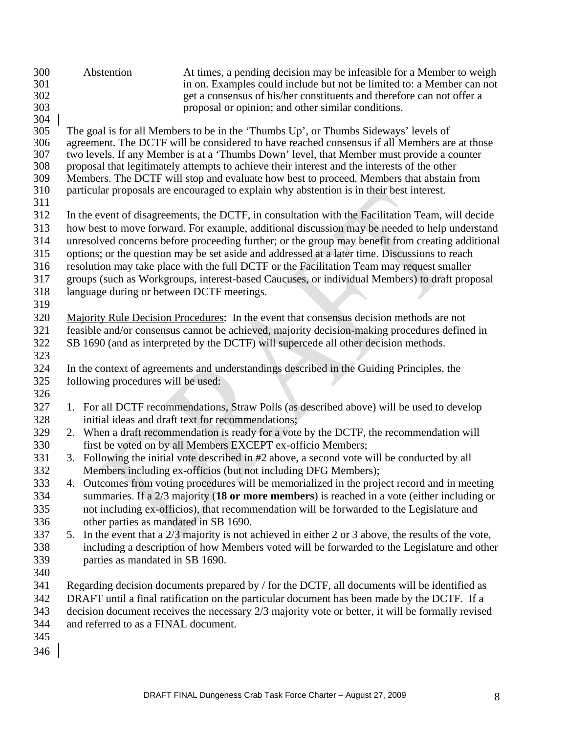Abstention — At times, a pending decision may be infeasible for a Member to weigh in on. Examples could include but not be limited to: a Member can not get a consensus of his/her constituents and therefore can not offer a proposal or opinion; and other similar conditions.

The goal is for all Members to be in the 'Thumbs Up', or Thumbs Sideways' levels of agreement. The DCTF will be considered to have reached consensus if all Members are at those two levels. If any Member is at a 'Thumbs Down' level, that Member must provide a counter proposal that legitimately attempts to achieve their interest and the interests of the other Members. The DCTF will stop and evaluate how best to proceed. Members that abstain from particular proposals are encouraged to explain why abstention is in their best interest.

In the event of disagreements, the DCTF, in consultation with the Facilitation Team, will decide how best to move forward. For example, additional discussion may be needed to help understand unresolved concerns before proceeding further; or the group may benefit from creating additional options; or the question may be set aside and addressed at a later time. Discussions to reach resolution may take place with the full DCTF or the Facilitation Team may request smaller groups (such as Workgroups, interest-based Caucuses, or individual Members) to draft proposal language during or between DCTF meetings.

Majority Rule Decision Procedures: In the event that consensus decision methods are not feasible and/or consensus cannot be achieved, majority decision-making procedures defined in SB 1690 (and as interpreted by the DCTF) will supercede all other decision methods.

In the context of agreements and understandings described in the Guiding Principles, the following procedures will be used:

1. For all DCTF recommendations, Straw Polls (as described above) will be used to develop initial ideas and draft text for recommendations;
2. When a draft recommendation is ready for a vote by the DCTF, the recommendation will first be voted on by all Members EXCEPT ex-officio Members;
3. Following the initial vote described in #2 above, a second vote will be conducted by all Members including ex-officios (but not including DFG Members);
4. Outcomes from voting procedures will be memorialized in the project record and in meeting summaries. If a 2/3 majority (**18 or more members**) is reached in a vote (either including or not including ex-officios), that recommendation will be forwarded to the Legislature and other parties as mandated in SB 1690.
5. In the event that a 2/3 majority is not achieved in either 2 or 3 above, the results of the vote, including a description of how Members voted will be forwarded to the Legislature and other parties as mandated in SB 1690.

Regarding decision documents prepared by / for the DCTF, all documents will be identified as DRAFT until a final ratification on the particular document has been made by the DCTF. If a decision document receives the necessary 2/3 majority vote or better, it will be formally revised and referred to as a FINAL document.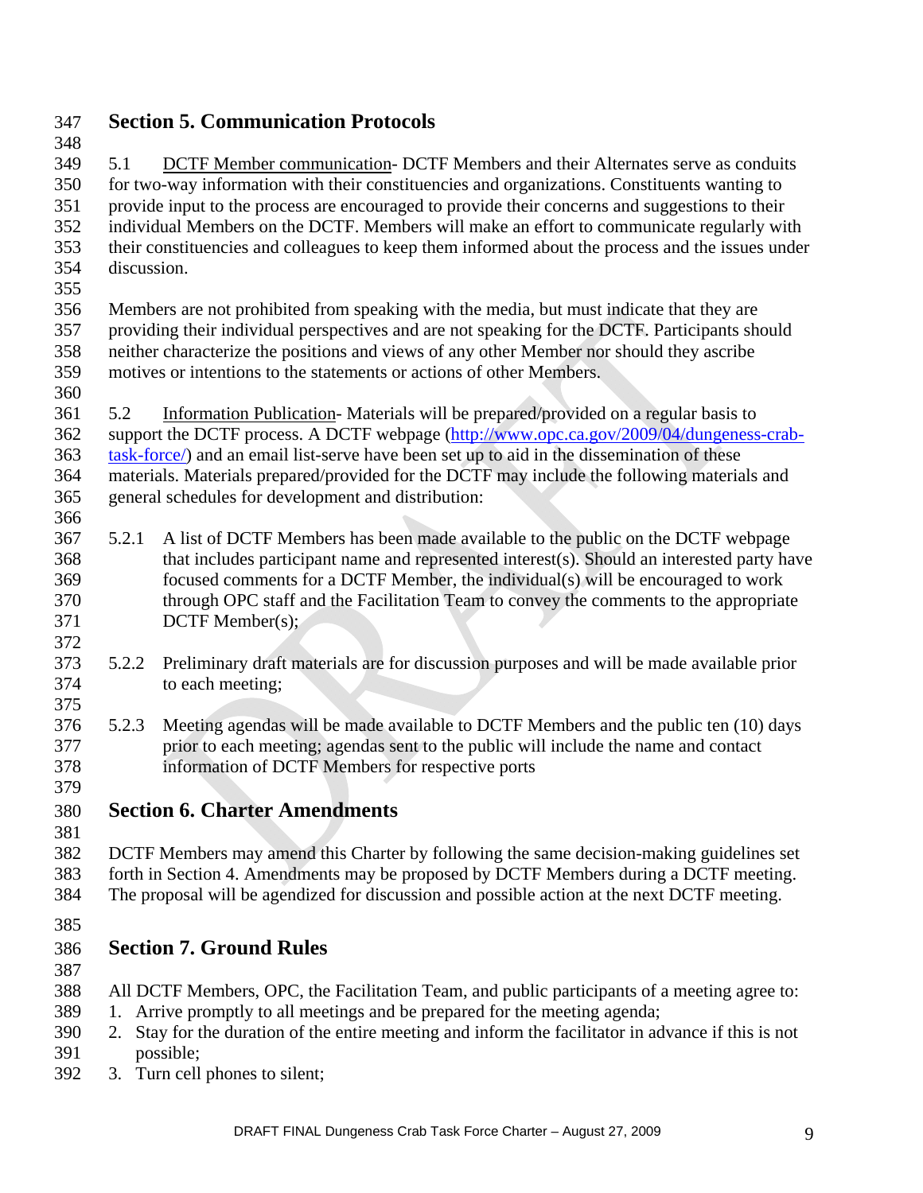## Section 5. Communication Protocols

5.1 DCTF Member communication- DCTF Members and their Alternates serve as conduits for two-way information with their constituencies and organizations. Constituents wanting to provide input to the process are encouraged to provide their concerns and suggestions to their individual Members on the DCTF. Members will make an effort to communicate regularly with their constituencies and colleagues to keep them informed about the process and the issues under discussion.

Members are not prohibited from speaking with the media, but must indicate that they are providing their individual perspectives and are not speaking for the DCTF. Participants should neither characterize the positions and views of any other Member nor should they ascribe motives or intentions to the statements or actions of other Members.

5.2 Information Publication- Materials will be prepared/provided on a regular basis to support the DCTF process. A DCTF webpage (http://www.opc.ca.gov/2009/04/dungeness-crab-task-force/) and an email list-serve have been set up to aid in the dissemination of these materials. Materials prepared/provided for the DCTF may include the following materials and general schedules for development and distribution:

5.2.1 A list of DCTF Members has been made available to the public on the DCTF webpage that includes participant name and represented interest(s). Should an interested party have focused comments for a DCTF Member, the individual(s) will be encouraged to work through OPC staff and the Facilitation Team to convey the comments to the appropriate DCTF Member(s);

5.2.2 Preliminary draft materials are for discussion purposes and will be made available prior to each meeting;

5.2.3 Meeting agendas will be made available to DCTF Members and the public ten (10) days prior to each meeting; agendas sent to the public will include the name and contact information of DCTF Members for respective ports

## Section 6. Charter Amendments

DCTF Members may amend this Charter by following the same decision-making guidelines set forth in Section 4. Amendments may be proposed by DCTF Members during a DCTF meeting. The proposal will be agendized for discussion and possible action at the next DCTF meeting.

## Section 7. Ground Rules

All DCTF Members, OPC, the Facilitation Team, and public participants of a meeting agree to:

1. Arrive promptly to all meetings and be prepared for the meeting agenda;
2. Stay for the duration of the entire meeting and inform the facilitator in advance if this is not possible;
3. Turn cell phones to silent;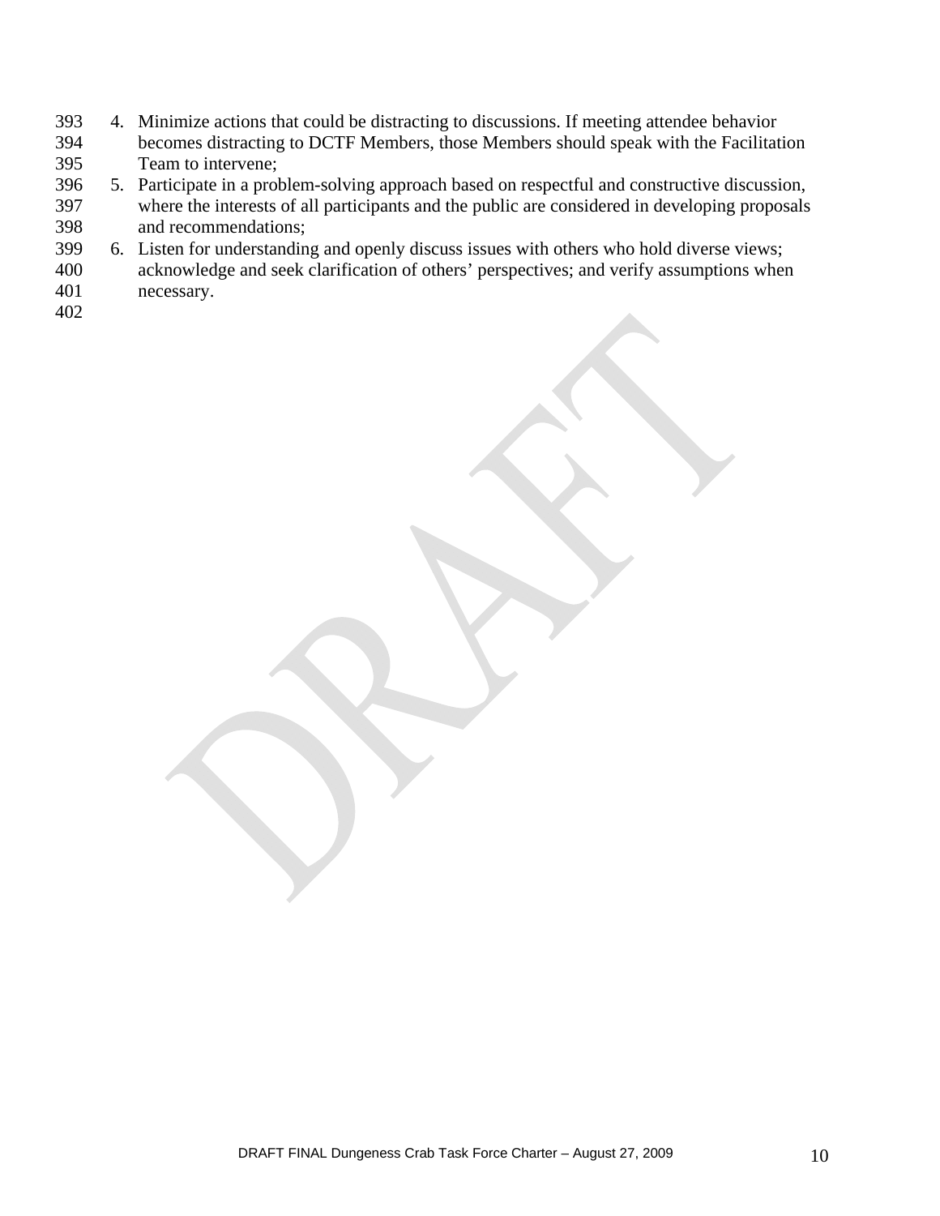4. Minimize actions that could be distracting to discussions. If meeting attendee behavior becomes distracting to DCTF Members, those Members should speak with the Facilitation Team to intervene;
5. Participate in a problem-solving approach based on respectful and constructive discussion, where the interests of all participants and the public are considered in developing proposals and recommendations;
6. Listen for understanding and openly discuss issues with others who hold diverse views; acknowledge and seek clarification of others' perspectives; and verify assumptions when necessary.